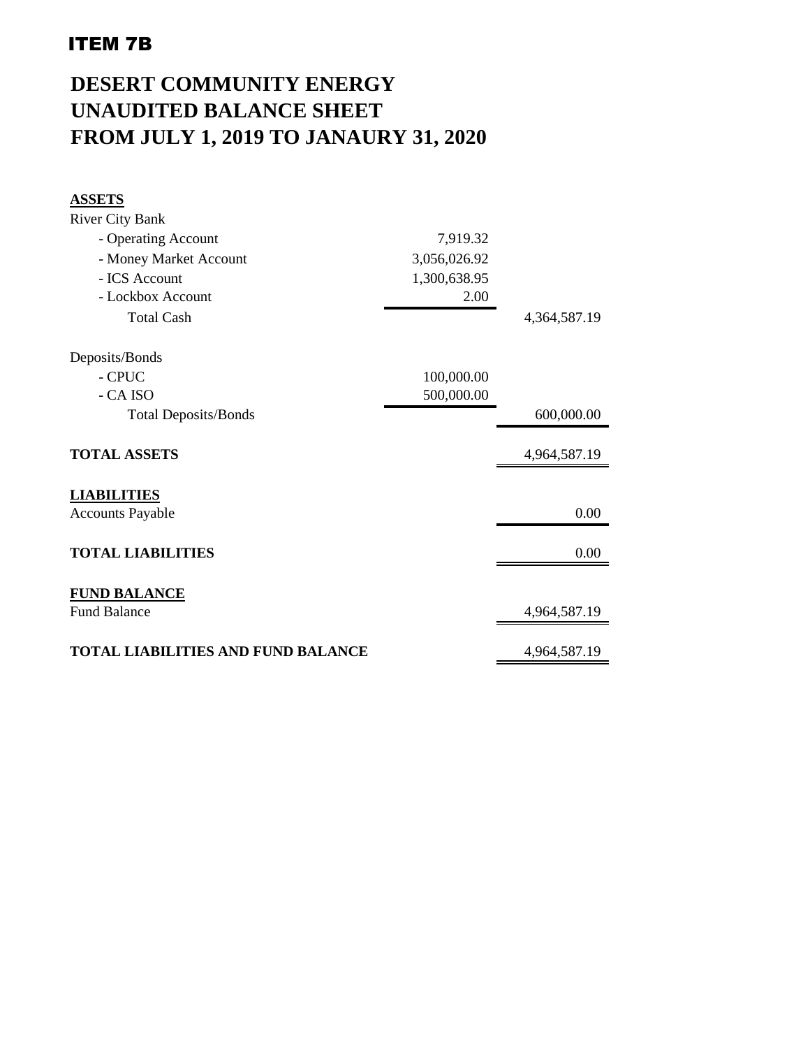ITEM 7B

# DESERT COMMUNITY ENERGY
# UNAUDITED BALANCE SHEET
# FROM JULY 1, 2019 TO JANAURY 31, 2020

| | | |
|---|---|---|
| **ASSETS** | | |
| River City Bank | | |
| - Operating Account | 7,919.32 | |
| - Money Market Account | 3,056,026.92 | |
| - ICS Account | 1,300,638.95 | |
| - Lockbox Account | 2.00 | |
| Total Cash | | 4,364,587.19 |
| | | |
| Deposits/Bonds | | |
| - CPUC | 100,000.00 | |
| - CA ISO | 500,000.00 | |
| Total Deposits/Bonds | | 600,000.00 |
| | | |
| **TOTAL ASSETS** | | 4,964,587.19 |
| | | |
| **LIABILITIES** | | |
| Accounts Payable | | 0.00 |
| | | |
| **TOTAL LIABILITIES** | | 0.00 |
| | | |
| **FUND BALANCE** | | |
| Fund Balance | | 4,964,587.19 |
| | | |
| **TOTAL LIABILITIES AND FUND BALANCE** | | 4,964,587.19 |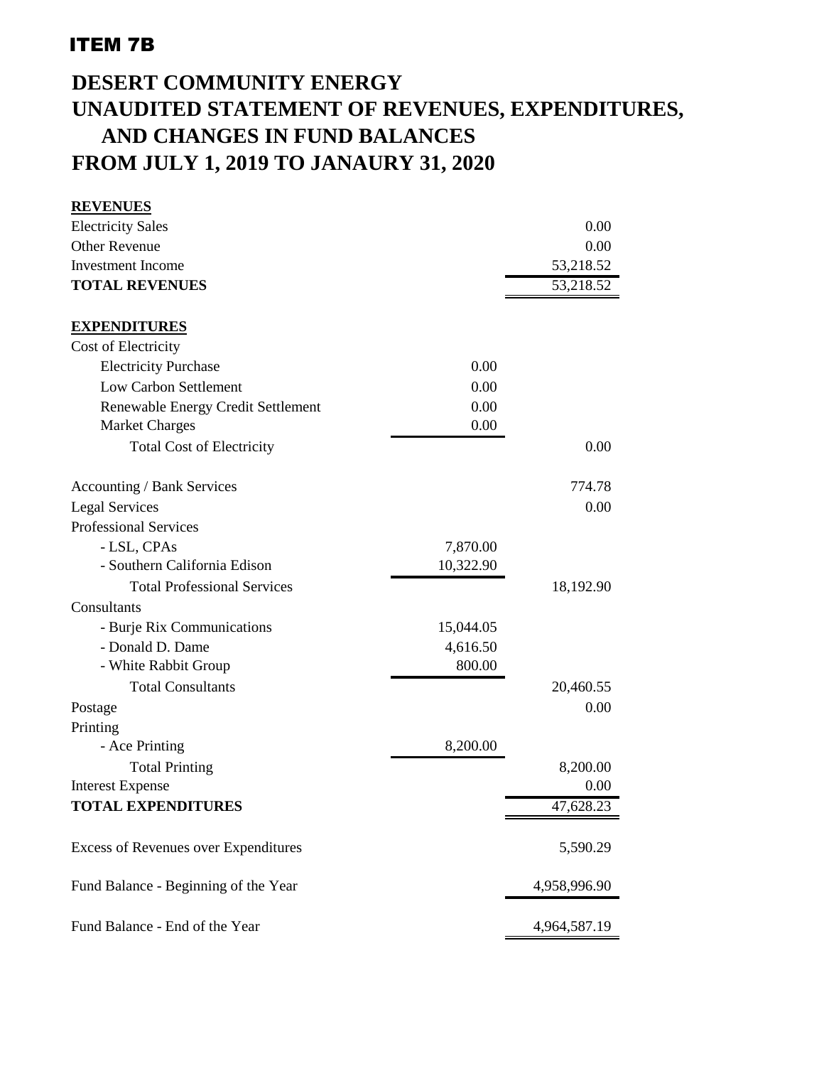ITEM 7B

# DESERT COMMUNITY ENERGY
# UNAUDITED STATEMENT OF REVENUES, EXPENDITURES, AND CHANGES IN FUND BALANCES
# FROM JULY 1, 2019 TO JANAURY 31, 2020

| | | |
|---|---|---|
| **REVENUES** | | |
| Electricity Sales | | 0.00 |
| Other Revenue | | 0.00 |
| Investment Income | | 53,218.52 |
| **TOTAL REVENUES** | | 53,218.52 |
| | | |
| **EXPENDITURES** | | |
| Cost of Electricity | | |
| Electricity Purchase | 0.00 | |
| Low Carbon Settlement | 0.00 | |
| Renewable Energy Credit Settlement | 0.00 | |
| Market Charges | 0.00 | |
| Total Cost of Electricity | | 0.00 |
| | | |
| Accounting / Bank Services | | 774.78 |
| Legal Services | | 0.00 |
| Professional Services | | |
| - LSL, CPAs | 7,870.00 | |
| - Southern California Edison | 10,322.90 | |
| Total Professional Services | | 18,192.90 |
| Consultants | | |
| - Burje Rix Communications | 15,044.05 | |
| - Donald D. Dame | 4,616.50 | |
| - White Rabbit Group | 800.00 | |
| Total Consultants | | 20,460.55 |
| Postage | | 0.00 |
| Printing | | |
| - Ace Printing | 8,200.00 | |
| Total Printing | | 8,200.00 |
| Interest Expense | | 0.00 |
| **TOTAL EXPENDITURES** | | 47,628.23 |
| | | |
| Excess of Revenues over Expenditures | | 5,590.29 |
| | | |
| Fund Balance - Beginning of the Year | | 4,958,996.90 |
| | | |
| Fund Balance - End of the Year | | 4,964,587.19 |